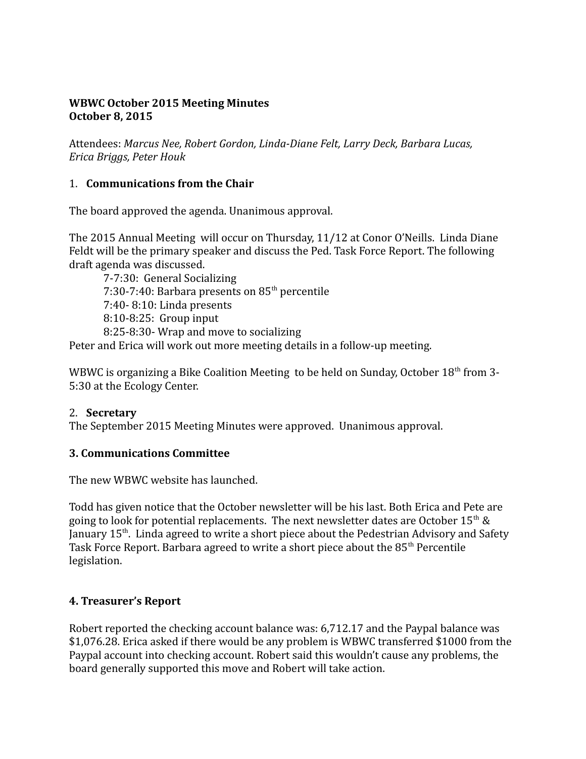**WBWC October 2015 Meeting Minutes**
**October 8, 2015**

Attendees: *Marcus Nee, Robert Gordon, Linda-Diane Felt, Larry Deck, Barbara Lucas, Erica Briggs, Peter Houk*

1. **Communications from the Chair**

The board approved the agenda. Unanimous approval.

The 2015 Annual Meeting will occur on Thursday, 11/12 at Conor O'Neills. Linda Diane Feldt will be the primary speaker and discuss the Ped. Task Force Report. The following draft agenda was discussed.

7-7:30: General Socializing
7:30-7:40: Barbara presents on 85th percentile
7:40- 8:10: Linda presents
8:10-8:25: Group input
8:25-8:30- Wrap and move to socializing

Peter and Erica will work out more meeting details in a follow-up meeting.

WBWC is organizing a Bike Coalition Meeting to be held on Sunday, October 18th from 3-5:30 at the Ecology Center.

2. **Secretary**

The September 2015 Meeting Minutes were approved. Unanimous approval.

**3. Communications Committee**

The new WBWC website has launched.

Todd has given notice that the October newsletter will be his last. Both Erica and Pete are going to look for potential replacements. The next newsletter dates are October 15th & January 15th. Linda agreed to write a short piece about the Pedestrian Advisory and Safety Task Force Report. Barbara agreed to write a short piece about the 85th Percentile legislation.

**4. Treasurer's Report**

Robert reported the checking account balance was: 6,712.17 and the Paypal balance was $1,076.28. Erica asked if there would be any problem is WBWC transferred $1000 from the Paypal account into checking account. Robert said this wouldn't cause any problems, the board generally supported this move and Robert will take action.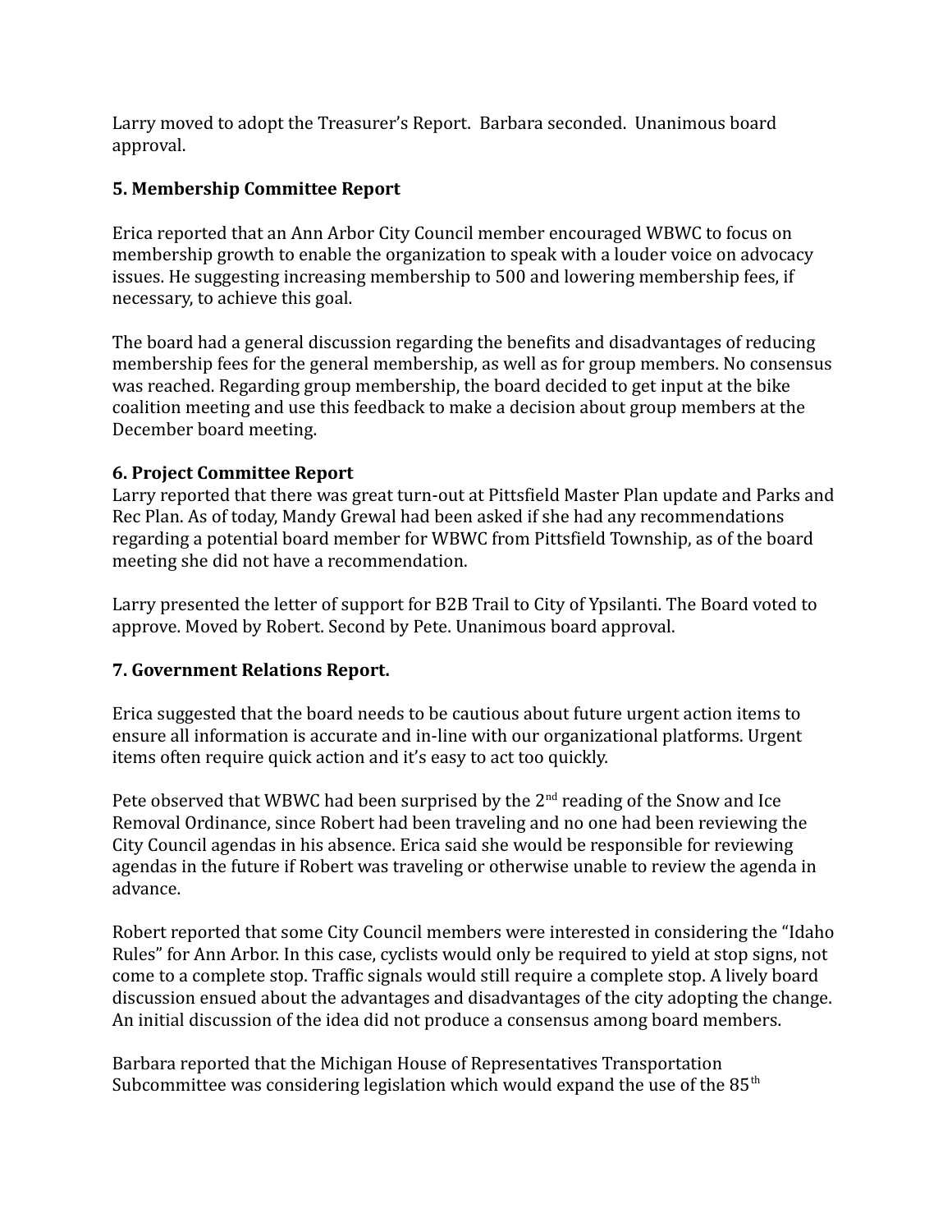Larry moved to adopt the Treasurer's Report. Barbara seconded. Unanimous board approval.

### 5. Membership Committee Report

Erica reported that an Ann Arbor City Council member encouraged WBWC to focus on membership growth to enable the organization to speak with a louder voice on advocacy issues. He suggesting increasing membership to 500 and lowering membership fees, if necessary, to achieve this goal.

The board had a general discussion regarding the benefits and disadvantages of reducing membership fees for the general membership, as well as for group members. No consensus was reached. Regarding group membership, the board decided to get input at the bike coalition meeting and use this feedback to make a decision about group members at the December board meeting.

### 6. Project Committee Report

Larry reported that there was great turn-out at Pittsfield Master Plan update and Parks and Rec Plan. As of today, Mandy Grewal had been asked if she had any recommendations regarding a potential board member for WBWC from Pittsfield Township, as of the board meeting she did not have a recommendation.

Larry presented the letter of support for B2B Trail to City of Ypsilanti. The Board voted to approve. Moved by Robert. Second by Pete. Unanimous board approval.

### 7. Government Relations Report.

Erica suggested that the board needs to be cautious about future urgent action items to ensure all information is accurate and in-line with our organizational platforms. Urgent items often require quick action and it's easy to act too quickly.

Pete observed that WBWC had been surprised by the 2nd reading of the Snow and Ice Removal Ordinance, since Robert had been traveling and no one had been reviewing the City Council agendas in his absence. Erica said she would be responsible for reviewing agendas in the future if Robert was traveling or otherwise unable to review the agenda in advance.

Robert reported that some City Council members were interested in considering the "Idaho Rules" for Ann Arbor. In this case, cyclists would only be required to yield at stop signs, not come to a complete stop. Traffic signals would still require a complete stop. A lively board discussion ensued about the advantages and disadvantages of the city adopting the change. An initial discussion of the idea did not produce a consensus among board members.

Barbara reported that the Michigan House of Representatives Transportation Subcommittee was considering legislation which would expand the use of the 85th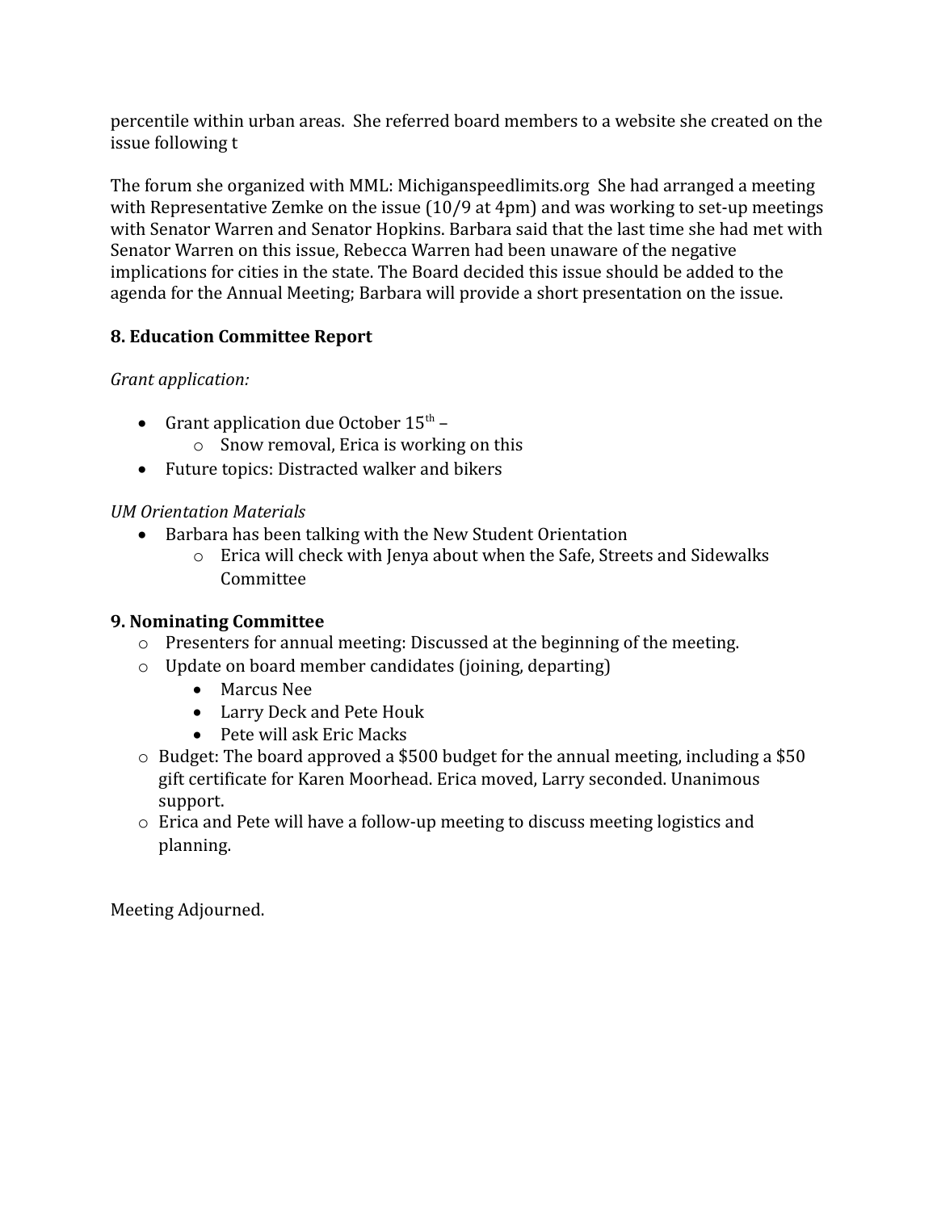percentile within urban areas. She referred board members to a website she created on the issue following t

The forum she organized with MML: Michiganspeedlimits.org She had arranged a meeting with Representative Zemke on the issue (10/9 at 4pm) and was working to set-up meetings with Senator Warren and Senator Hopkins. Barbara said that the last time she had met with Senator Warren on this issue, Rebecca Warren had been unaware of the negative implications for cities in the state. The Board decided this issue should be added to the agenda for the Annual Meeting; Barbara will provide a short presentation on the issue.

**8. Education Committee Report**

*Grant application:*

- Grant application due October 15th –
  - Snow removal, Erica is working on this
- Future topics: Distracted walker and bikers

*UM Orientation Materials*

- Barbara has been talking with the New Student Orientation
  - Erica will check with Jenya about when the Safe, Streets and Sidewalks Committee

**9. Nominating Committee**

- Presenters for annual meeting: Discussed at the beginning of the meeting.
- Update on board member candidates (joining, departing)
  - Marcus Nee
  - Larry Deck and Pete Houk
  - Pete will ask Eric Macks
- Budget: The board approved a $500 budget for the annual meeting, including a $50 gift certificate for Karen Moorhead. Erica moved, Larry seconded. Unanimous support.
- Erica and Pete will have a follow-up meeting to discuss meeting logistics and planning.

Meeting Adjourned.